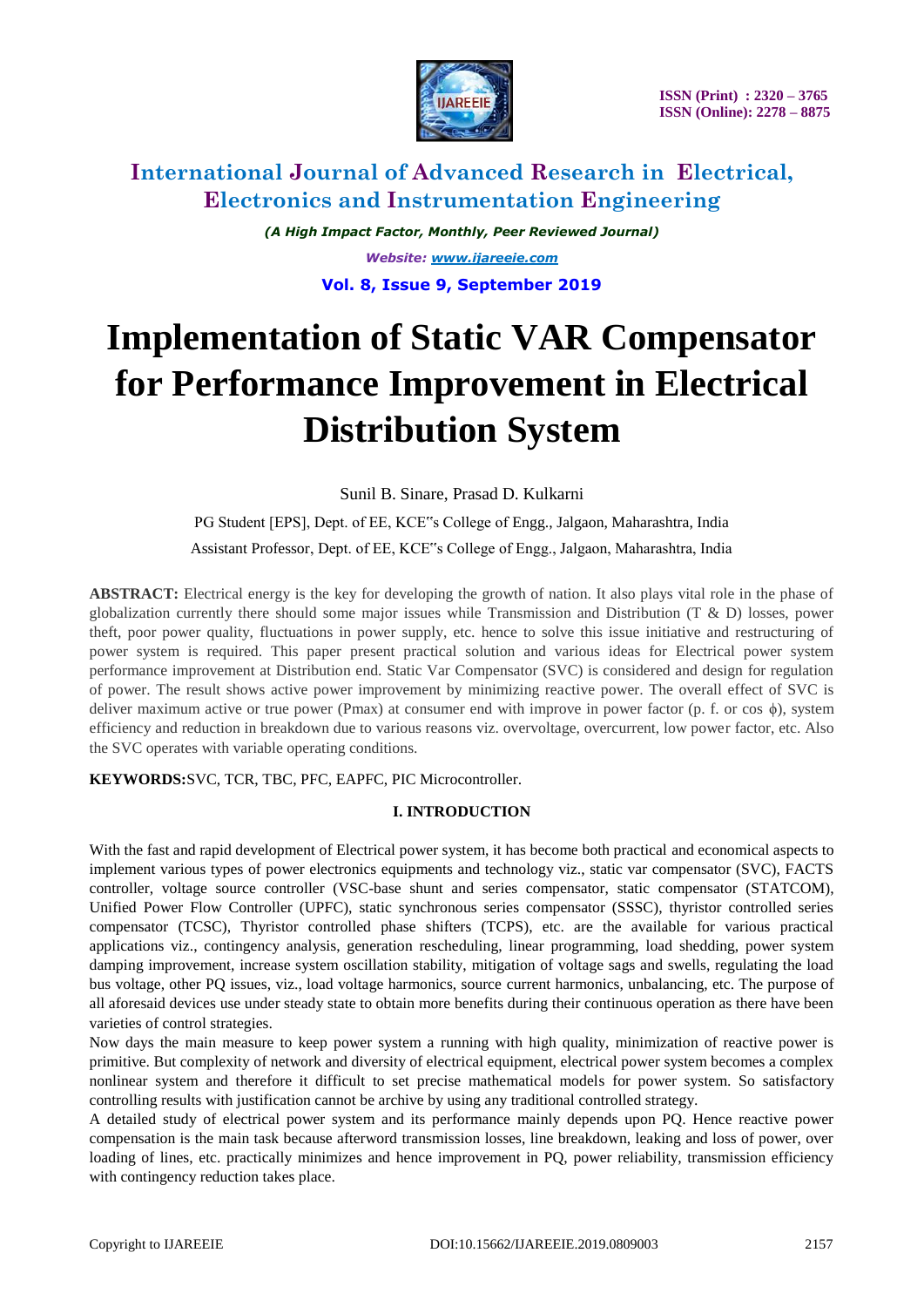# Implementation of Static VAR Compensator for Performance Improvement in Electrical Distribution System

Sunil B. Sinare, Prasad D. Kulkarni

PG Student [EPS], Dept. of EE, KCE"s College of Engg., Jalgaon, Maharashtra, India

Assistant Professor, Dept. of EE, KCE"s College of Engg., Jalgaon, Maharashtra, India

**ABSTRACT:** Electrical energy is the key for developing the growth of nation. It also plays vital role in the phase of globalization currently there should some major issues while Transmission and Distribution (T & D) losses, power theft, poor power quality, fluctuations in power supply, etc. hence to solve this issue initiative and restructuring of power system is required. This paper present practical solution and various ideas for Electrical power system performance improvement at Distribution end. Static Var Compensator (SVC) is considered and design for regulation of power. The result shows active power improvement by minimizing reactive power. The overall effect of SVC is deliver maximum active or true power (Pmax) at consumer end with improve in power factor (p. f. or cos ϕ), system efficiency and reduction in breakdown due to various reasons viz. overvoltage, overcurrent, low power factor, etc. Also the SVC operates with variable operating conditions.

**KEYWORDS:** SVC, TCR, TBC, PFC, EAPFC, PIC Microcontroller.

## I. INTRODUCTION

With the fast and rapid development of Electrical power system, it has become both practical and economical aspects to implement various types of power electronics equipments and technology viz., static var compensator (SVC), FACTS controller, voltage source controller (VSC-base shunt and series compensator, static compensator (STATCOM), Unified Power Flow Controller (UPFC), static synchronous series compensator (SSSC), thyristor controlled series compensator (TCSC), Thyristor controlled phase shifters (TCPS), etc. are the available for various practical applications viz., contingency analysis, generation rescheduling, linear programming, load shedding, power system damping improvement, increase system oscillation stability, mitigation of voltage sags and swells, regulating the load bus voltage, other PQ issues, viz., load voltage harmonics, source current harmonics, unbalancing, etc. The purpose of all aforesaid devices use under steady state to obtain more benefits during their continuous operation as there have been varieties of control strategies.

Now days the main measure to keep power system a running with high quality, minimization of reactive power is primitive. But complexity of network and diversity of electrical equipment, electrical power system becomes a complex nonlinear system and therefore it difficult to set precise mathematical models for power system. So satisfactory controlling results with justification cannot be archive by using any traditional controlled strategy.

A detailed study of electrical power system and its performance mainly depends upon PQ. Hence reactive power compensation is the main task because afterword transmission losses, line breakdown, leaking and loss of power, over loading of lines, etc. practically minimizes and hence improvement in PQ, power reliability, transmission efficiency with contingency reduction takes place.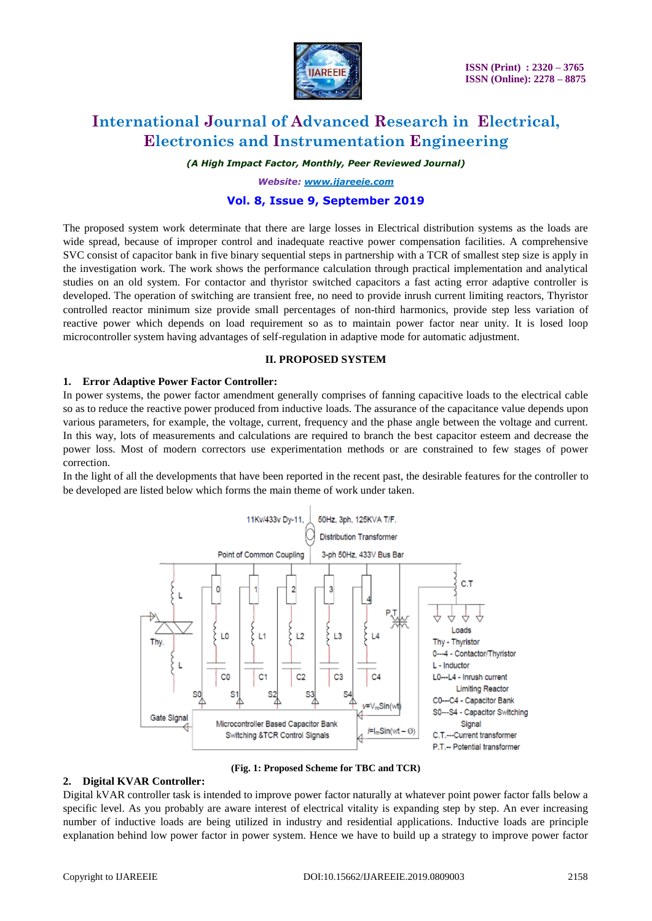The proposed system work determinate that there are large losses in Electrical distribution systems as the loads are wide spread, because of improper control and inadequate reactive power compensation facilities. A comprehensive SVC consist of capacitor bank in five binary sequential steps in partnership with a TCR of smallest step size is apply in the investigation work. The work shows the performance calculation through practical implementation and analytical studies on an old system. For contactor and thyristor switched capacitors a fast acting error adaptive controller is developed. The operation of switching are transient free, no need to provide inrush current limiting reactors, Thyristor controlled reactor minimum size provide small percentages of non-third harmonics, provide step less variation of reactive power which depends on load requirement so as to maintain power factor near unity. It is losed loop microcontroller system having advantages of self-regulation in adaptive mode for automatic adjustment.

## II. PROPOSED SYSTEM

### 1. Error Adaptive Power Factor Controller:

In power systems, the power factor amendment generally comprises of fanning capacitive loads to the electrical cable so as to reduce the reactive power produced from inductive loads. The assurance of the capacitance value depends upon various parameters, for example, the voltage, current, frequency and the phase angle between the voltage and current. In this way, lots of measurements and calculations are required to branch the best capacitor esteem and decrease the power loss. Most of modern correctors use experimentation methods or are constrained to few stages of power correction.

In the light of all the developments that have been reported in the recent past, the desirable features for the controller to be developed are listed below which forms the main theme of work under taken.

(Fig. 1: Proposed Scheme for TBC and TCR)

### 2. Digital KVAR Controller:

Digital kVAR controller task is intended to improve power factor naturally at whatever point power factor falls below a specific level. As you probably are aware interest of electrical vitality is expanding step by step. An ever increasing number of inductive loads are being utilized in industry and residential applications. Inductive loads are principle explanation behind low power factor in power system. Hence we have to build up a strategy to improve power factor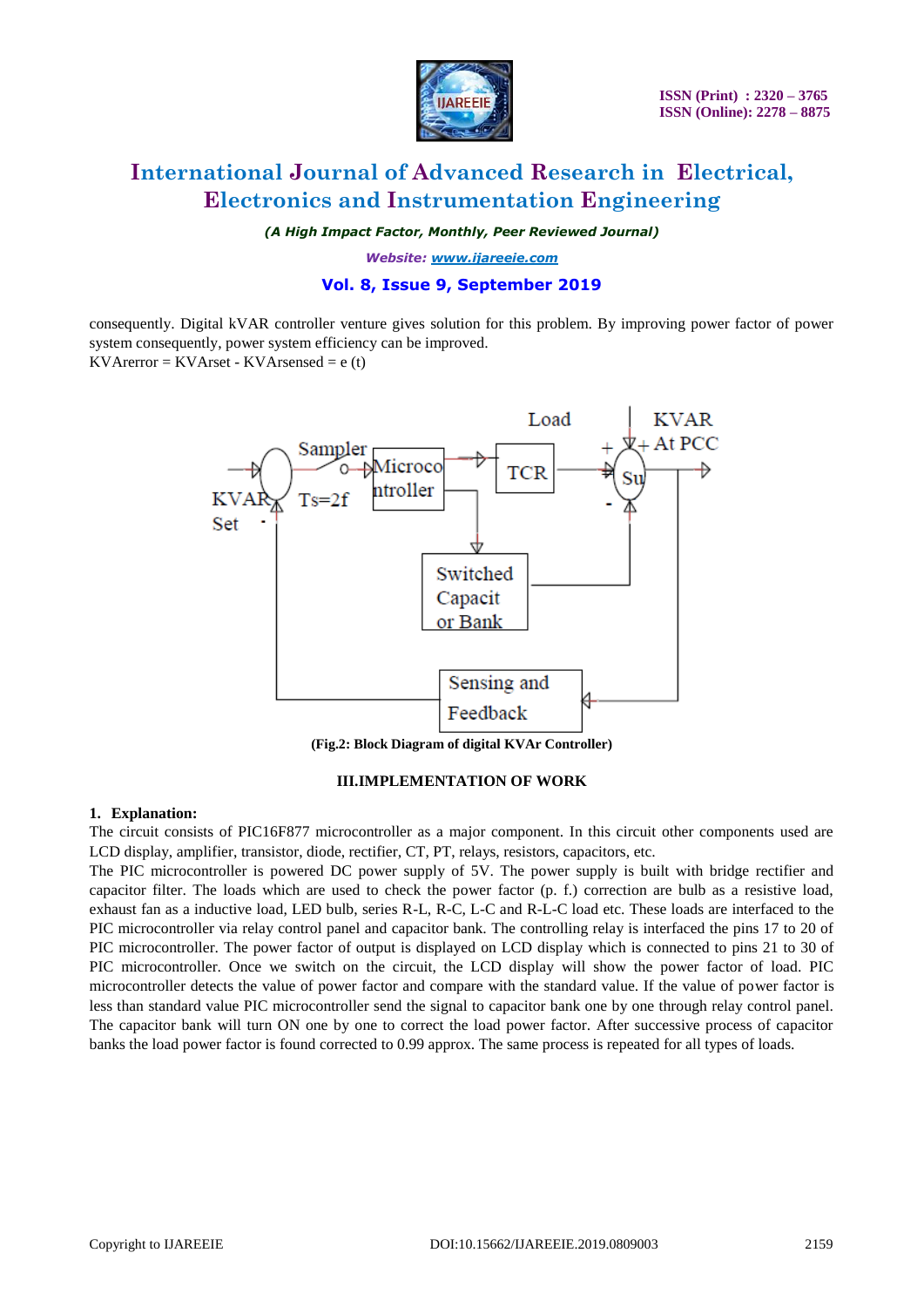consequently. Digital kVAR controller venture gives solution for this problem. By improving power factor of power system consequently, power system efficiency can be improved.

KVARerror = KVARset - KVARsensed = e (t)

(Fig.2: Block Diagram of digital KVAr Controller)

### III.IMPLEMENTATION OF WORK

**1. Explanation:**

The circuit consists of PIC16F877 microcontroller as a major component. In this circuit other components used are LCD display, amplifier, transistor, diode, rectifier, CT, PT, relays, resistors, capacitors, etc.

The PIC microcontroller is powered DC power supply of 5V. The power supply is built with bridge rectifier and capacitor filter. The loads which are used to check the power factor (p. f.) correction are bulb as a resistive load, exhaust fan as a inductive load, LED bulb, series R-L, R-C, L-C and R-L-C load etc. These loads are interfaced to the PIC microcontroller via relay control panel and capacitor bank. The controlling relay is interfaced the pins 17 to 20 of PIC microcontroller. The power factor of output is displayed on LCD display which is connected to pins 21 to 30 of PIC microcontroller. Once we switch on the circuit, the LCD display will show the power factor of load. PIC microcontroller detects the value of power factor and compare with the standard value. If the value of power factor is less than standard value PIC microcontroller send the signal to capacitor bank one by one through relay control panel. The capacitor bank will turn ON one by one to correct the load power factor. After successive process of capacitor banks the load power factor is found corrected to 0.99 approx. The same process is repeated for all types of loads.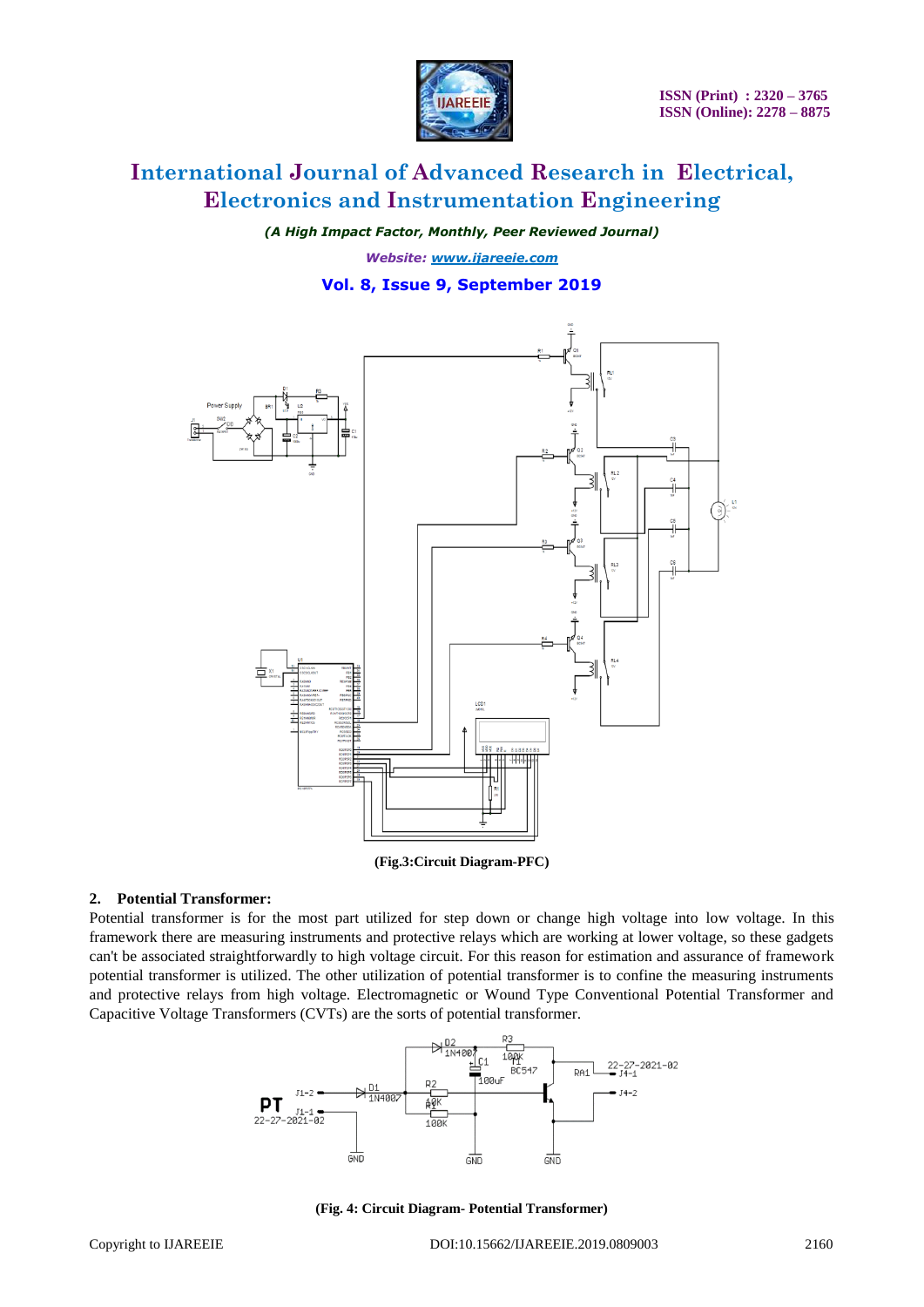(Fig.3:Circuit Diagram-PFC)

## 2. Potential Transformer:

Potential transformer is for the most part utilized for step down or change high voltage into low voltage. In this framework there are measuring instruments and protective relays which are working at lower voltage, so these gadgets can't be associated straightforwardly to high voltage circuit. For this reason for estimation and assurance of framework potential transformer is utilized. The other utilization of potential transformer is to confine the measuring instruments and protective relays from high voltage. Electromagnetic or Wound Type Conventional Potential Transformer and Capacitive Voltage Transformers (CVTs) are the sorts of potential transformer.

(Fig. 4: Circuit Diagram- Potential Transformer)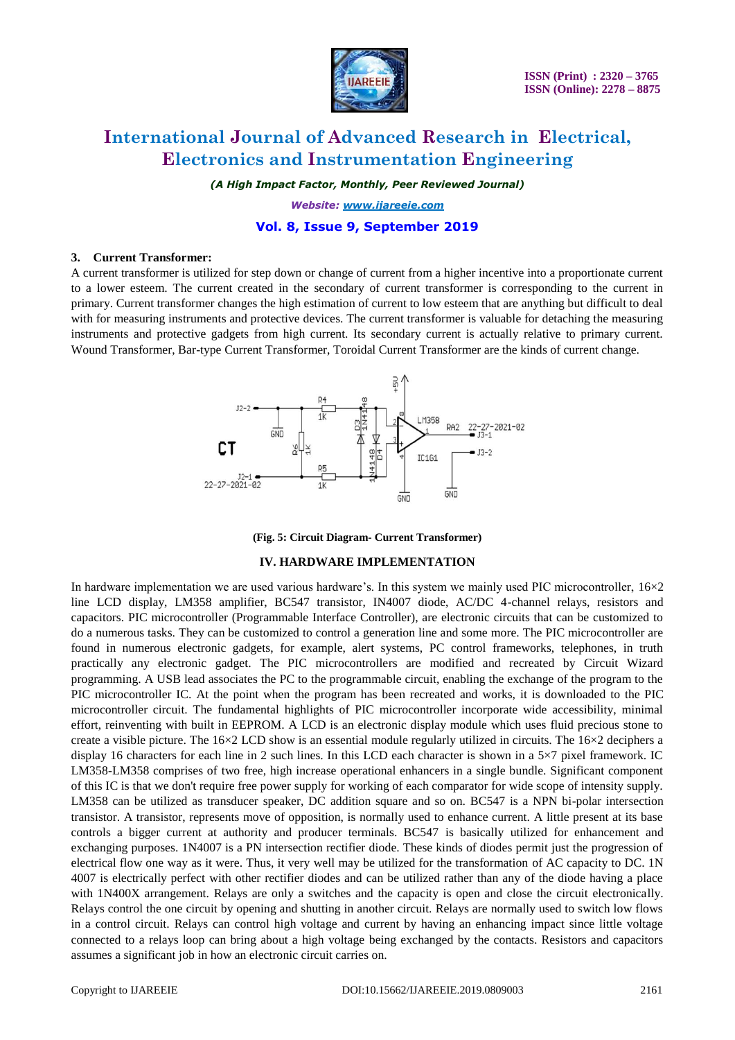### 3. Current Transformer:

A current transformer is utilized for step down or change of current from a higher incentive into a proportionate current to a lower esteem. The current created in the secondary of current transformer is corresponding to the current in primary. Current transformer changes the high estimation of current to low esteem that are anything but difficult to deal with for measuring instruments and protective devices. The current transformer is valuable for detaching the measuring instruments and protective gadgets from high current. Its secondary current is actually relative to primary current. Wound Transformer, Bar-type Current Transformer, Toroidal Current Transformer are the kinds of current change.

**(Fig. 5: Circuit Diagram- Current Transformer)**

## IV. HARDWARE IMPLEMENTATION

In hardware implementation we are used various hardware's. In this system we mainly used PIC microcontroller, 16×2 line LCD display, LM358 amplifier, BC547 transistor, IN4007 diode, AC/DC 4-channel relays, resistors and capacitors. PIC microcontroller (Programmable Interface Controller), are electronic circuits that can be customized to do a numerous tasks. They can be customized to control a generation line and some more. The PIC microcontroller are found in numerous electronic gadgets, for example, alert systems, PC control frameworks, telephones, in truth practically any electronic gadget. The PIC microcontrollers are modified and recreated by Circuit Wizard programming. A USB lead associates the PC to the programmable circuit, enabling the exchange of the program to the PIC microcontroller IC. At the point when the program has been recreated and works, it is downloaded to the PIC microcontroller circuit. The fundamental highlights of PIC microcontroller incorporate wide accessibility, minimal effort, reinventing with built in EEPROM. A LCD is an electronic display module which uses fluid precious stone to create a visible picture. The 16×2 LCD show is an essential module regularly utilized in circuits. The 16×2 deciphers a display 16 characters for each line in 2 such lines. In this LCD each character is shown in a 5×7 pixel framework. IC LM358-LM358 comprises of two free, high increase operational enhancers in a single bundle. Significant component of this IC is that we don't require free power supply for working of each comparator for wide scope of intensity supply. LM358 can be utilized as transducer speaker, DC addition square and so on. BC547 is a NPN bi-polar intersection transistor. A transistor, represents move of opposition, is normally used to enhance current. A little present at its base controls a bigger current at authority and producer terminals. BC547 is basically utilized for enhancement and exchanging purposes. 1N4007 is a PN intersection rectifier diode. These kinds of diodes permit just the progression of electrical flow one way as it were. Thus, it very well may be utilized for the transformation of AC capacity to DC. 1N 4007 is electrically perfect with other rectifier diodes and can be utilized rather than any of the diode having a place with 1N400X arrangement. Relays are only a switches and the capacity is open and close the circuit electronically. Relays control the one circuit by opening and shutting in another circuit. Relays are normally used to switch low flows in a control circuit. Relays can control high voltage and current by having an enhancing impact since little voltage connected to a relays loop can bring about a high voltage being exchanged by the contacts. Resistors and capacitors assumes a significant job in how an electronic circuit carries on.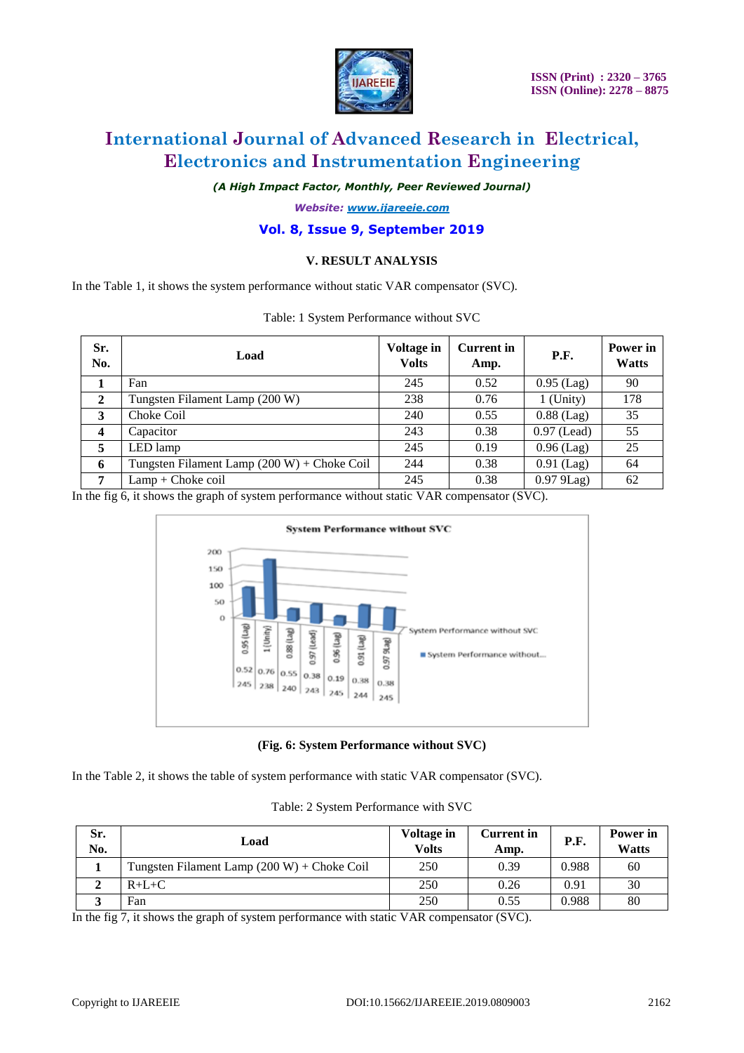## V. RESULT ANALYSIS

In the Table 1, it shows the system performance without static VAR compensator (SVC).

Table: 1 System Performance without SVC

| Sr. No. | Load | Voltage in Volts | Current in Amp. | P.F. | Power in Watts |
|---|---|---|---|---|---|
| 1 | Fan | 245 | 0.52 | 0.95 (Lag) | 90 |
| 2 | Tungsten Filament Lamp (200 W) | 238 | 0.76 | 1 (Unity) | 178 |
| 3 | Choke Coil | 240 | 0.55 | 0.88 (Lag) | 35 |
| 4 | Capacitor | 243 | 0.38 | 0.97 (Lead) | 55 |
| 5 | LED lamp | 245 | 0.19 | 0.96 (Lag) | 25 |
| 6 | Tungsten Filament Lamp (200 W) + Choke Coil | 244 | 0.38 | 0.91 (Lag) | 64 |
| 7 | Lamp + Choke coil | 245 | 0.38 | 0.97 9Lag) | 62 |

In the fig 6, it shows the graph of system performance without static VAR compensator (SVC).

**(Fig. 6: System Performance without SVC)**

In the Table 2, it shows the table of system performance with static VAR compensator (SVC).

Table: 2 System Performance with SVC

| Sr. No. | Load | Voltage in Volts | Current in Amp. | P.F. | Power in Watts |
|---|---|---|---|---|---|
| 1 | Tungsten Filament Lamp (200 W) + Choke Coil | 250 | 0.39 | 0.988 | 60 |
| 2 | R+L+C | 250 | 0.26 | 0.91 | 30 |
| 3 | Fan | 250 | 0.55 | 0.988 | 80 |

In the fig 7, it shows the graph of system performance with static VAR compensator (SVC).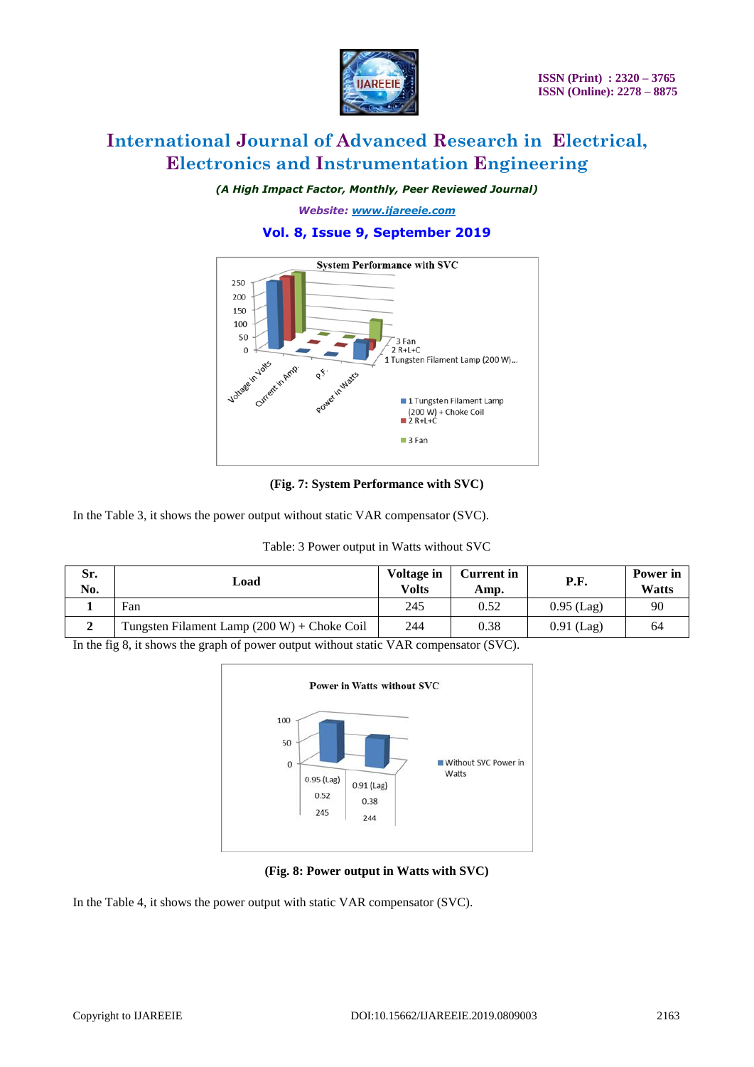**(Fig. 7: System Performance with SVC)**

In the Table 3, it shows the power output without static VAR compensator (SVC).

Table: 3 Power output in Watts without SVC

| Sr. No. | Load | Voltage in Volts | Current in Amp. | P.F. | Power in Watts |
|---|---|---|---|---|---|
| 1 | Fan | 245 | 0.52 | 0.95 (Lag) | 90 |
| 2 | Tungsten Filament Lamp (200 W) + Choke Coil | 244 | 0.38 | 0.91 (Lag) | 64 |

In the fig 8, it shows the graph of power output without static VAR compensator (SVC).

**(Fig. 8: Power output in Watts with SVC)**

In the Table 4, it shows the power output with static VAR compensator (SVC).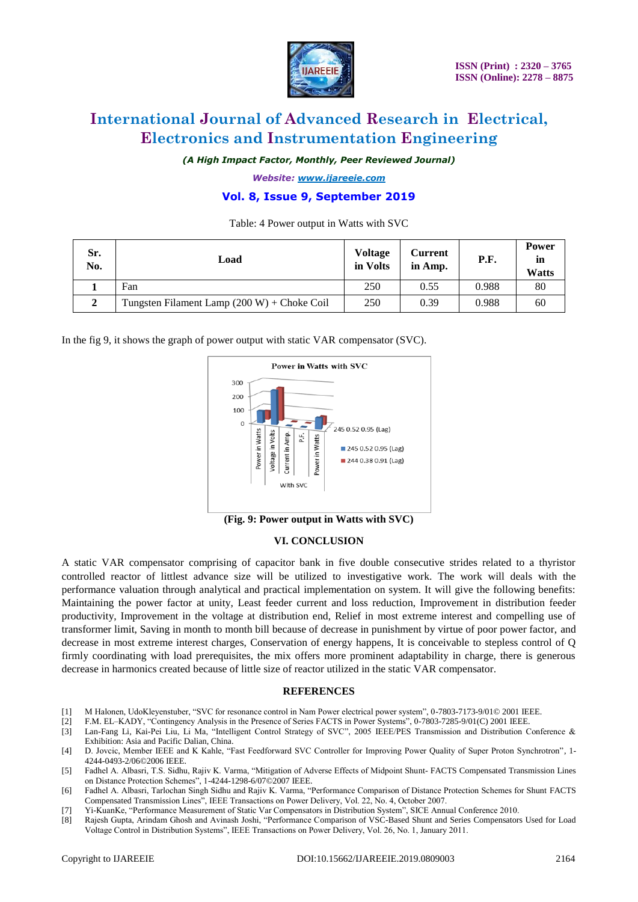Table: 4 Power output in Watts with SVC

| Sr. No. | Load | Voltage in Volts | Current in Amp. | P.F. | Power in Watts |
|---|---|---|---|---|---|
| 1 | Fan | 250 | 0.55 | 0.988 | 80 |
| 2 | Tungsten Filament Lamp (200 W) + Choke Coil | 250 | 0.39 | 0.988 | 60 |

In the fig 9, it shows the graph of power output with static VAR compensator (SVC).

(Fig. 9: Power output in Watts with SVC)

## VI. CONCLUSION

A static VAR compensator comprising of capacitor bank in five double consecutive strides related to a thyristor controlled reactor of littlest advance size will be utilized to investigative work. The work will deals with the performance valuation through analytical and practical implementation on system. It will give the following benefits: Maintaining the power factor at unity, Least feeder current and loss reduction, Improvement in distribution feeder productivity, Improvement in the voltage at distribution end, Relief in most extreme interest and compelling use of transformer limit, Saving in month to month bill because of decrease in punishment by virtue of poor power factor, and decrease in most extreme interest charges, Conservation of energy happens, It is conceivable to stepless control of Q firmly coordinating with load prerequisites, the mix offers more prominent adaptability in charge, there is generous decrease in harmonics created because of little size of reactor utilized in the static VAR compensator.

## REFERENCES

[1] M Halonen, UdoKleyenstuber, "SVC for resonance control in Nam Power electrical power system", 0-7803-7173-9/01© 2001 IEEE.

[2] F.M. EL–KADY, "Contingency Analysis in the Presence of Series FACTS in Power Systems", 0-7803-7285-9/01(C) 2001 IEEE.

[3] Lan-Fang Li, Kai-Pei Liu, Li Ma, "Intelligent Control Strategy of SVC", 2005 IEEE/PES Transmission and Distribution Conference & Exhibition: Asia and Pacific Dalian, China.

[4] D. Jovcic, Member IEEE and K Kahle, "Fast Feedforward SVC Controller for Improving Power Quality of Super Proton Synchrotron", 1-4244-0493-2/06©2006 IEEE.

[5] Fadhel A. Albasri, T.S. Sidhu, Rajiv K. Varma, "Mitigation of Adverse Effects of Midpoint Shunt- FACTS Compensated Transmission Lines on Distance Protection Schemes", 1-4244-1298-6/07©2007 IEEE.

[6] Fadhel A. Albasri, Tarlochan Singh Sidhu and Rajiv K. Varma, "Performance Comparison of Distance Protection Schemes for Shunt FACTS Compensated Transmission Lines", IEEE Transactions on Power Delivery, Vol. 22, No. 4, October 2007.

[7] Yi-KuanKe, "Performance Measurement of Static Var Compensators in Distribution System", SICE Annual Conference 2010.

[8] Rajesh Gupta, Arindam Ghosh and Avinash Joshi, "Performance Comparison of VSC-Based Shunt and Series Compensators Used for Load Voltage Control in Distribution Systems", IEEE Transactions on Power Delivery, Vol. 26, No. 1, January 2011.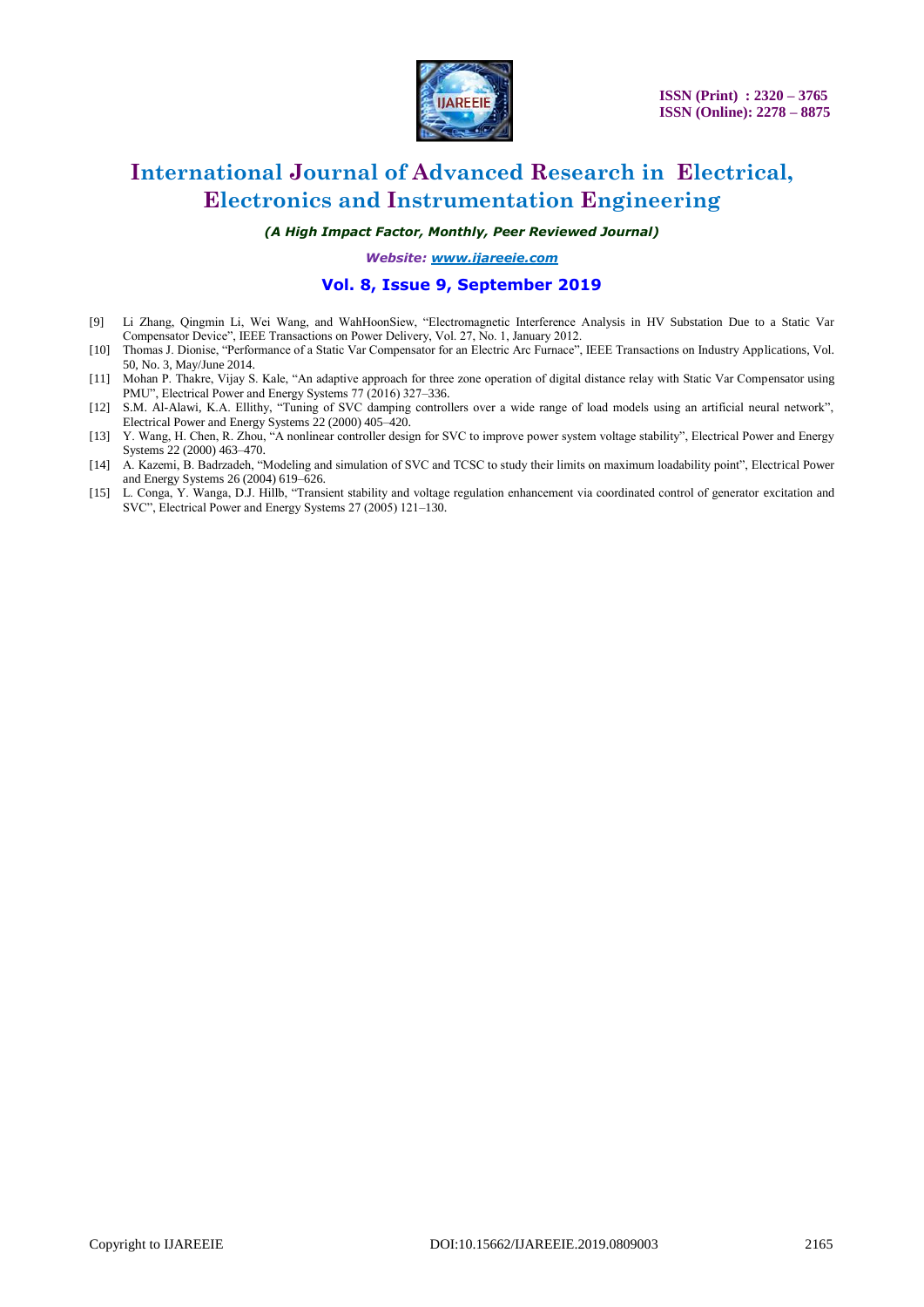[9] Li Zhang, Qingmin Li, Wei Wang, and WahHoonSiew, "Electromagnetic Interference Analysis in HV Substation Due to a Static Var Compensator Device", IEEE Transactions on Power Delivery, Vol. 27, No. 1, January 2012.

[10] Thomas J. Dionise, "Performance of a Static Var Compensator for an Electric Arc Furnace", IEEE Transactions on Industry Applications, Vol. 50, No. 3, May/June 2014.

[11] Mohan P. Thakre, Vijay S. Kale, "An adaptive approach for three zone operation of digital distance relay with Static Var Compensator using PMU", Electrical Power and Energy Systems 77 (2016) 327–336.

[12] S.M. Al-Alawi, K.A. Ellithy, "Tuning of SVC damping controllers over a wide range of load models using an artificial neural network", Electrical Power and Energy Systems 22 (2000) 405–420.

[13] Y. Wang, H. Chen, R. Zhou, "A nonlinear controller design for SVC to improve power system voltage stability", Electrical Power and Energy Systems 22 (2000) 463–470.

[14] A. Kazemi, B. Badrzadeh, "Modeling and simulation of SVC and TCSC to study their limits on maximum loadability point", Electrical Power and Energy Systems 26 (2004) 619–626.

[15] L. Conga, Y. Wanga, D.J. Hillb, "Transient stability and voltage regulation enhancement via coordinated control of generator excitation and SVC", Electrical Power and Energy Systems 27 (2005) 121–130.